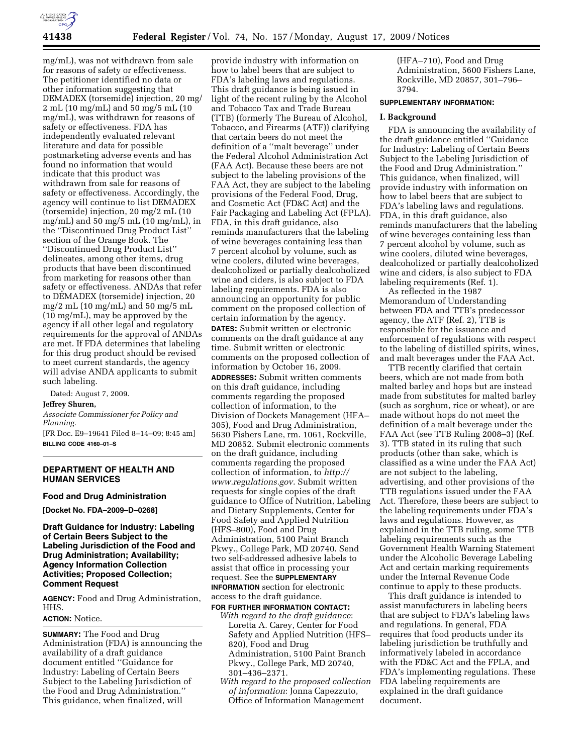mg/mL), was not withdrawn from sale for reasons of safety or effectiveness. The petitioner identified no data or other information suggesting that DEMADEX (torsemide) injection, 20 mg/2 mL (10 mg/mL) and 50 mg/5 mL (10 mg/mL), was withdrawn for reasons of safety or effectiveness. FDA has independently evaluated relevant literature and data for possible postmarketing adverse events and has found no information that would indicate that this product was withdrawn from sale for reasons of safety or effectiveness. Accordingly, the agency will continue to list DEMADEX (torsemide) injection, 20 mg/2 mL (10 mg/mL) and 50 mg/5 mL (10 mg/mL), in the ''Discontinued Drug Product List'' section of the Orange Book. The ''Discontinued Drug Product List'' delineates, among other items, drug products that have been discontinued from marketing for reasons other than safety or effectiveness. ANDAs that refer to DEMADEX (torsemide) injection, 20 mg/2 mL (10 mg/mL) and 50 mg/5 mL (10 mg/mL), may be approved by the agency if all other legal and regulatory requirements for the approval of ANDAs are met. If FDA determines that labeling for this drug product should be revised to meet current standards, the agency will advise ANDA applicants to submit such labeling.

Dated: August 7, 2009.

**Jeffrey Shuren,**

*Associate Commissioner for Policy and Planning.*

[FR Doc. E9–19641 Filed 8–14–09; 8:45 am]

**BILLING CODE 4160–01–S**

## DEPARTMENT OF HEALTH AND HUMAN SERVICES

### Food and Drug Administration

**[Docket No. FDA–2009–D–0268]**

### Draft Guidance for Industry: Labeling of Certain Beers Subject to the Labeling Jurisdiction of the Food and Drug Administration; Availability; Agency Information Collection Activities; Proposed Collection; Comment Request

**AGENCY:** Food and Drug Administration, HHS.

**ACTION:** Notice.

**SUMMARY:** The Food and Drug Administration (FDA) is announcing the availability of a draft guidance document entitled ''Guidance for Industry: Labeling of Certain Beers Subject to the Labeling Jurisdiction of the Food and Drug Administration.'' This guidance, when finalized, will provide industry with information on how to label beers that are subject to FDA's labeling laws and regulations. This draft guidance is being issued in light of the recent ruling by the Alcohol and Tobacco Tax and Trade Bureau (TTB) (formerly The Bureau of Alcohol, Tobacco, and Firearms (ATF)) clarifying that certain beers do not meet the definition of a ''malt beverage'' under the Federal Alcohol Administration Act (FAA Act). Because these beers are not subject to the labeling provisions of the FAA Act, they are subject to the labeling provisions of the Federal Food, Drug, and Cosmetic Act (FD&C Act) and the Fair Packaging and Labeling Act (FPLA). FDA, in this draft guidance, also reminds manufacturers that the labeling of wine beverages containing less than 7 percent alcohol by volume, such as wine coolers, diluted wine beverages, dealcoholized or partially dealcoholized wine and ciders, is also subject to FDA labeling requirements. FDA is also announcing an opportunity for public comment on the proposed collection of certain information by the agency.

**DATES:** Submit written or electronic comments on the draft guidance at any time. Submit written or electronic comments on the proposed collection of information by October 16, 2009.

**ADDRESSES:** Submit written comments on this draft guidance, including comments regarding the proposed collection of information, to the Division of Dockets Management (HFA–305), Food and Drug Administration, 5630 Fishers Lane, rm. 1061, Rockville, MD 20852. Submit electronic comments on the draft guidance, including comments regarding the proposed collection of information, to *http://www.regulations.gov*. Submit written requests for single copies of the draft guidance to Office of Nutrition, Labeling and Dietary Supplements, Center for Food Safety and Applied Nutrition (HFS–800), Food and Drug Administration, 5100 Paint Branch Pkwy., College Park, MD 20740. Send two self-addressed adhesive labels to assist that office in processing your request. See the **SUPPLEMENTARY INFORMATION** section for electronic access to the draft guidance.

**FOR FURTHER INFORMATION CONTACT:**

*With regard to the draft guidance*: Loretta A. Carey, Center for Food Safety and Applied Nutrition (HFS–820), Food and Drug Administration, 5100 Paint Branch Pkwy., College Park, MD 20740, 301–436–2371.

*With regard to the proposed collection of information*: Jonna Capezzuto, Office of Information Management (HFA–710), Food and Drug Administration, 5600 Fishers Lane, Rockville, MD 20857, 301–796–3794.

**SUPPLEMENTARY INFORMATION:**

**I. Background**

FDA is announcing the availability of the draft guidance entitled ''Guidance for Industry: Labeling of Certain Beers Subject to the Labeling Jurisdiction of the Food and Drug Administration.'' This guidance, when finalized, will provide industry with information on how to label beers that are subject to FDA's labeling laws and regulations. FDA, in this draft guidance, also reminds manufacturers that the labeling of wine beverages containing less than 7 percent alcohol by volume, such as wine coolers, diluted wine beverages, dealcoholized or partially dealcoholized wine and ciders, is also subject to FDA labeling requirements (Ref. 1).

As reflected in the 1987 Memorandum of Understanding between FDA and TTB's predecessor agency, the ATF (Ref. 2), TTB is responsible for the issuance and enforcement of regulations with respect to the labeling of distilled spirits, wines, and malt beverages under the FAA Act.

TTB recently clarified that certain beers, which are not made from both malted barley and hops but are instead made from substitutes for malted barley (such as sorghum, rice or wheat), or are made without hops do not meet the definition of a malt beverage under the FAA Act (see TTB Ruling 2008–3) (Ref. 3). TTB stated in its ruling that such products (other than sake, which is classified as a wine under the FAA Act) are not subject to the labeling, advertising, and other provisions of the TTB regulations issued under the FAA Act. Therefore, these beers are subject to the labeling requirements under FDA's laws and regulations. However, as explained in the TTB ruling, some TTB labeling requirements such as the Government Health Warning Statement under the Alcoholic Beverage Labeling Act and certain marking requirements under the Internal Revenue Code continue to apply to these products.

This draft guidance is intended to assist manufacturers in labeling beers that are subject to FDA's labeling laws and regulations. In general, FDA requires that food products under its labeling jurisdiction be truthfully and informatively labeled in accordance with the FD&C Act and the FPLA, and FDA's implementing regulations. These FDA labeling requirements are explained in the draft guidance document.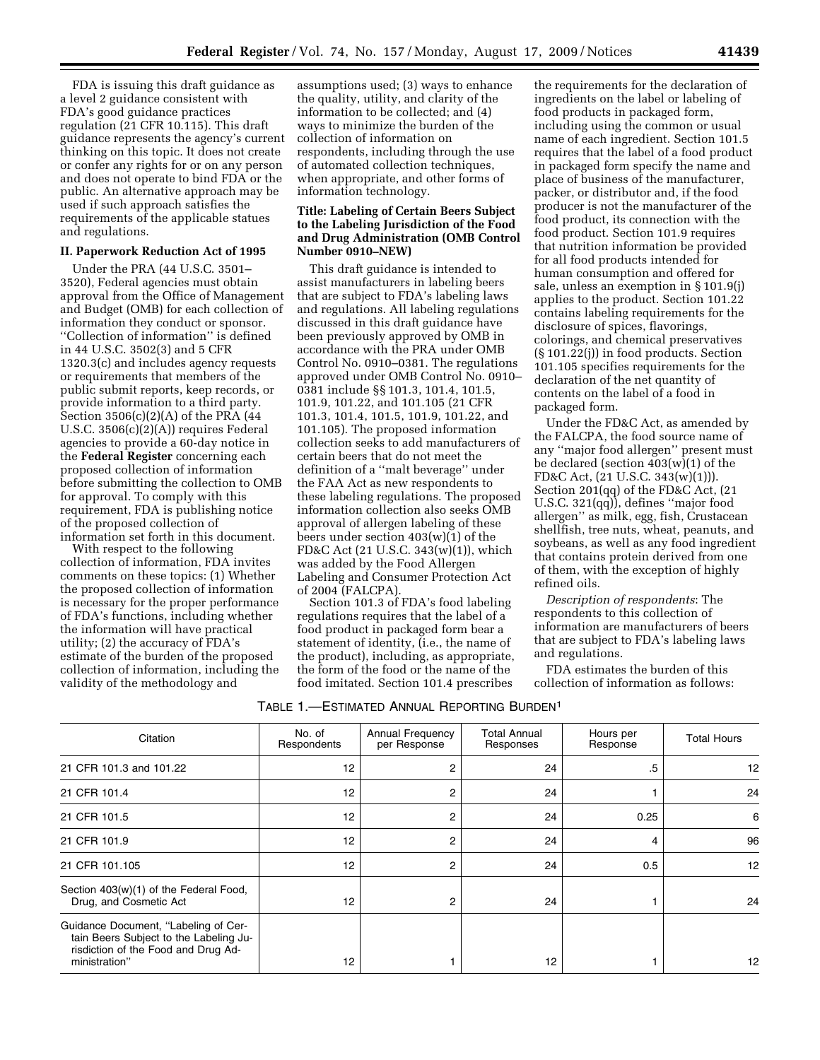FDA is issuing this draft guidance as a level 2 guidance consistent with FDA's good guidance practices regulation (21 CFR 10.115). This draft guidance represents the agency's current thinking on this topic. It does not create or confer any rights for or on any person and does not operate to bind FDA or the public. An alternative approach may be used if such approach satisfies the requirements of the applicable statues and regulations.

## II. Paperwork Reduction Act of 1995

Under the PRA (44 U.S.C. 3501–3520), Federal agencies must obtain approval from the Office of Management and Budget (OMB) for each collection of information they conduct or sponsor. ''Collection of information'' is defined in 44 U.S.C. 3502(3) and 5 CFR 1320.3(c) and includes agency requests or requirements that members of the public submit reports, keep records, or provide information to a third party. Section 3506(c)(2)(A) of the PRA (44 U.S.C. 3506(c)(2)(A)) requires Federal agencies to provide a 60-day notice in the **Federal Register** concerning each proposed collection of information before submitting the collection to OMB for approval. To comply with this requirement, FDA is publishing notice of the proposed collection of information set forth in this document.

With respect to the following collection of information, FDA invites comments on these topics: (1) Whether the proposed collection of information is necessary for the proper performance of FDA's functions, including whether the information will have practical utility; (2) the accuracy of FDA's estimate of the burden of the proposed collection of information, including the validity of the methodology and assumptions used; (3) ways to enhance the quality, utility, and clarity of the information to be collected; and (4) ways to minimize the burden of the collection of information on respondents, including through the use of automated collection techniques, when appropriate, and other forms of information technology.

**Title: Labeling of Certain Beers Subject to the Labeling Jurisdiction of the Food and Drug Administration (OMB Control Number 0910–NEW)**

This draft guidance is intended to assist manufacturers in labeling beers that are subject to FDA's labeling laws and regulations. All labeling regulations discussed in this draft guidance have been previously approved by OMB in accordance with the PRA under OMB Control No. 0910–0381. The regulations approved under OMB Control No. 0910–0381 include §§ 101.3, 101.4, 101.5, 101.9, 101.22, and 101.105 (21 CFR 101.3, 101.4, 101.5, 101.9, 101.22, and 101.105). The proposed information collection seeks to add manufacturers of certain beers that do not meet the definition of a ''malt beverage'' under the FAA Act as new respondents to these labeling regulations. The proposed information collection also seeks OMB approval of allergen labeling of these beers under section 403(w)(1) of the FD&C Act (21 U.S.C. 343(w)(1)), which was added by the Food Allergen Labeling and Consumer Protection Act of 2004 (FALCPA).

Section 101.3 of FDA's food labeling regulations requires that the label of a food product in packaged form bear a statement of identity, (i.e., the name of the product), including, as appropriate, the form of the food or the name of the food imitated. Section 101.4 prescribes the requirements for the declaration of ingredients on the label or labeling of food products in packaged form, including using the common or usual name of each ingredient. Section 101.5 requires that the label of a food product in packaged form specify the name and place of business of the manufacturer, packer, or distributor and, if the food producer is not the manufacturer of the food product, its connection with the food product. Section 101.9 requires that nutrition information be provided for all food products intended for human consumption and offered for sale, unless an exemption in § 101.9(j) applies to the product. Section 101.22 contains labeling requirements for the disclosure of spices, flavorings, colorings, and chemical preservatives (§ 101.22(j)) in food products. Section 101.105 specifies requirements for the declaration of the net quantity of contents on the label of a food in packaged form.

Under the FD&C Act, as amended by the FALCPA, the food source name of any ''major food allergen'' present must be declared (section 403(w)(1) of the FD&C Act, (21 U.S.C. 343(w)(1))). Section 201(qq) of the FD&C Act, (21 U.S.C. 321(qq)), defines ''major food allergen'' as milk, egg, fish, Crustacean shellfish, tree nuts, wheat, peanuts, and soybeans, as well as any food ingredient that contains protein derived from one of them, with the exception of highly refined oils.

*Description of respondents*: The respondents to this collection of information are manufacturers of beers that are subject to FDA's labeling laws and regulations.

FDA estimates the burden of this collection of information as follows:

TABLE 1.—ESTIMATED ANNUAL REPORTING BURDEN[1]

| Citation | No. of Respondents | Annual Frequency per Response | Total Annual Responses | Hours per Response | Total Hours |
|---|---|---|---|---|---|
| 21 CFR 101.3 and 101.22 | 12 | 2 | 24 | .5 | 12 |
| 21 CFR 101.4 | 12 | 2 | 24 | 1 | 24 |
| 21 CFR 101.5 | 12 | 2 | 24 | 0.25 | 6 |
| 21 CFR 101.9 | 12 | 2 | 24 | 4 | 96 |
| 21 CFR 101.105 | 12 | 2 | 24 | 0.5 | 12 |
| Section 403(w)(1) of the Federal Food, Drug, and Cosmetic Act | 12 | 2 | 24 | 1 | 24 |
| Guidance Document, ''Labeling of Certain Beers Subject to the Labeling Jurisdiction of the Food and Drug Administration'' | 12 | 1 | 12 | 1 | 12 |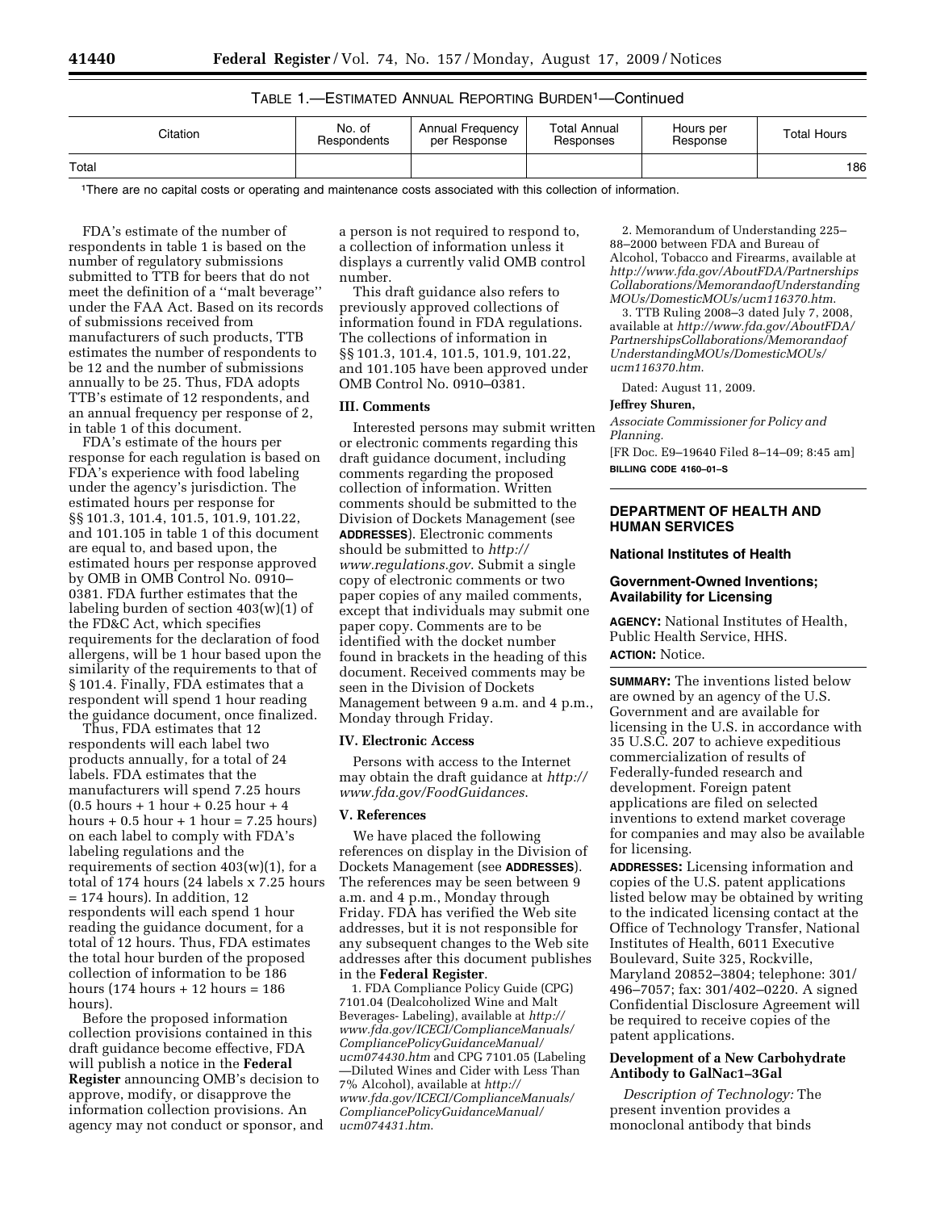TABLE 1.—ESTIMATED ANNUAL REPORTING BURDEN[1]—Continued

| Citation | No. of Respondents | Annual Frequency per Response | Total Annual Responses | Hours per Response | Total Hours |
|---|---|---|---|---|---|
| Total | | | | | 186 |

[1]There are no capital costs or operating and maintenance costs associated with this collection of information.

FDA's estimate of the number of respondents in table 1 is based on the number of regulatory submissions submitted to TTB for beers that do not meet the definition of a ''malt beverage'' under the FAA Act. Based on its records of submissions received from manufacturers of such products, TTB estimates the number of respondents to be 12 and the number of submissions annually to be 25. Thus, FDA adopts TTB's estimate of 12 respondents, and an annual frequency per response of 2, in table 1 of this document.

FDA's estimate of the hours per response for each regulation is based on FDA's experience with food labeling under the agency's jurisdiction. The estimated hours per response for §§ 101.3, 101.4, 101.5, 101.9, 101.22, and 101.105 in table 1 of this document are equal to, and based upon, the estimated hours per response approved by OMB in OMB Control No. 0910–0381. FDA further estimates that the labeling burden of section 403(w)(1) of the FD&C Act, which specifies requirements for the declaration of food allergens, will be 1 hour based upon the similarity of the requirements to that of § 101.4. Finally, FDA estimates that a respondent will spend 1 hour reading the guidance document, once finalized.

Thus, FDA estimates that 12 respondents will each label two products annually, for a total of 24 labels. FDA estimates that the manufacturers will spend 7.25 hours (0.5 hours + 1 hour + 0.25 hour + 4 hours + 0.5 hour + 1 hour = 7.25 hours) on each label to comply with FDA's labeling regulations and the requirements of section 403(w)(1), for a total of 174 hours (24 labels x 7.25 hours = 174 hours). In addition, 12 respondents will each spend 1 hour reading the guidance document, for a total of 12 hours. Thus, FDA estimates the total hour burden of the proposed collection of information to be 186 hours (174 hours + 12 hours = 186 hours).

Before the proposed information collection provisions contained in this draft guidance become effective, FDA will publish a notice in the **Federal Register** announcing OMB's decision to approve, modify, or disapprove the information collection provisions. An agency may not conduct or sponsor, and a person is not required to respond to, a collection of information unless it displays a currently valid OMB control number.

This draft guidance also refers to previously approved collections of information found in FDA regulations. The collections of information in §§ 101.3, 101.4, 101.5, 101.9, 101.22, and 101.105 have been approved under OMB Control No. 0910–0381.

## III. Comments

Interested persons may submit written or electronic comments regarding this draft guidance document, including comments regarding the proposed collection of information. Written comments should be submitted to the Division of Dockets Management (see **ADDRESSES**). Electronic comments should be submitted to *http://www.regulations.gov*. Submit a single copy of electronic comments or two paper copies of any mailed comments, except that individuals may submit one paper copy. Comments are to be identified with the docket number found in brackets in the heading of this document. Received comments may be seen in the Division of Dockets Management between 9 a.m. and 4 p.m., Monday through Friday.

## IV. Electronic Access

Persons with access to the Internet may obtain the draft guidance at *http://www.fda.gov/FoodGuidances*.

## V. References

We have placed the following references on display in the Division of Dockets Management (see **ADDRESSES**). The references may be seen between 9 a.m. and 4 p.m., Monday through Friday. FDA has verified the Web site addresses, but it is not responsible for any subsequent changes to the Web site addresses after this document publishes in the **Federal Register**.

1. FDA Compliance Policy Guide (CPG) 7101.04 (Dealcoholized Wine and Malt Beverages- Labeling), available at *http://www.fda.gov/ICECI/ComplianceManuals/CompliancePolicyGuidanceManual/ucm074430.htm* and CPG 7101.05 (Labeling—Diluted Wines and Cider with Less Than 7% Alcohol), available at *http://www.fda.gov/ICECI/ComplianceManuals/CompliancePolicyGuidanceManual/ucm074431.htm*.
2. Memorandum of Understanding 225–88–2000 between FDA and Bureau of Alcohol, Tobacco and Firearms, available at *http://www.fda.gov/AboutFDA/PartnershipsCollaborations/MemorandaofUnderstandingMOUs/DomesticMOUs/ucm116370.htm*.
3. TTB Ruling 2008–3 dated July 7, 2008, available at *http://www.fda.gov/AboutFDA/PartnershipsCollaborations/MemorandaofUnderstandingMOUs/DomesticMOUs/ucm116370.htm*.

Dated: August 11, 2009.

**Jeffrey Shuren,**

*Associate Commissioner for Policy and Planning.*

[FR Doc. E9–19640 Filed 8–14–09; 8:45 am]

**BILLING CODE 4160–01–S**

# DEPARTMENT OF HEALTH AND HUMAN SERVICES

## National Institutes of Health

## Government-Owned Inventions; Availability for Licensing

**AGENCY:** National Institutes of Health, Public Health Service, HHS.

**ACTION:** Notice.

**SUMMARY:** The inventions listed below are owned by an agency of the U.S. Government and are available for licensing in the U.S. in accordance with 35 U.S.C. 207 to achieve expeditious commercialization of results of Federally-funded research and development. Foreign patent applications are filed on selected inventions to extend market coverage for companies and may also be available for licensing.

**ADDRESSES:** Licensing information and copies of the U.S. patent applications listed below may be obtained by writing to the indicated licensing contact at the Office of Technology Transfer, National Institutes of Health, 6011 Executive Boulevard, Suite 325, Rockville, Maryland 20852–3804; telephone: 301/496–7057; fax: 301/402–0220. A signed Confidential Disclosure Agreement will be required to receive copies of the patent applications.

### Development of a New Carbohydrate Antibody to GalNac1–3Gal

*Description of Technology:* The present invention provides a monoclonal antibody that binds